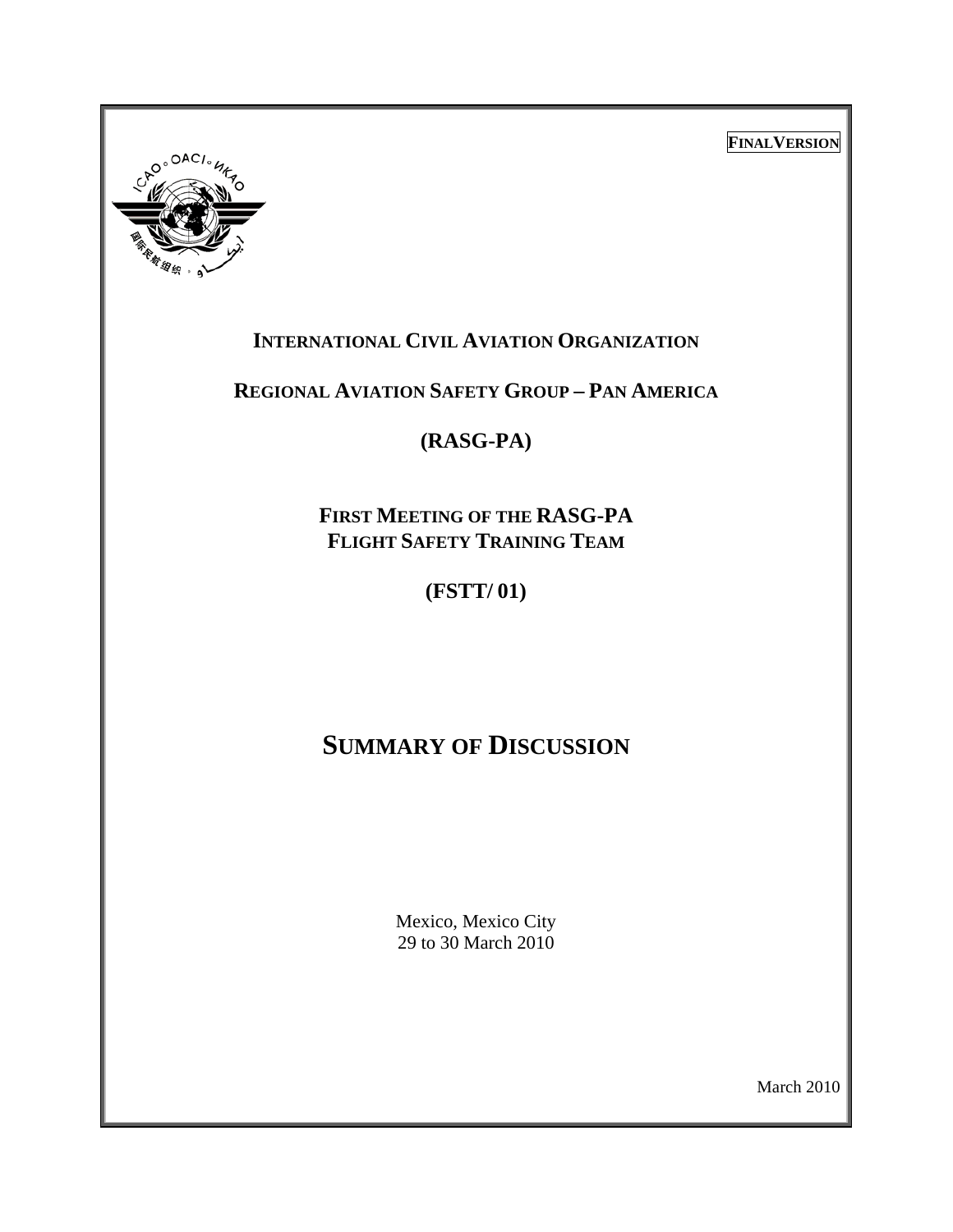**FINAL VERSION**

# INTERNATIONAL CIVIL AVIATION ORGANIZATION

## REGIONAL AVIATION SAFETY GROUP – PAN AMERICA

## (RASG-PA)

### FIRST MEETING OF THE RASG-PA FLIGHT SAFETY TRAINING TEAM

### (FSTT/ 01)

# SUMMARY OF DISCUSSION

Mexico, Mexico City
29 to 30 March 2010

March 2010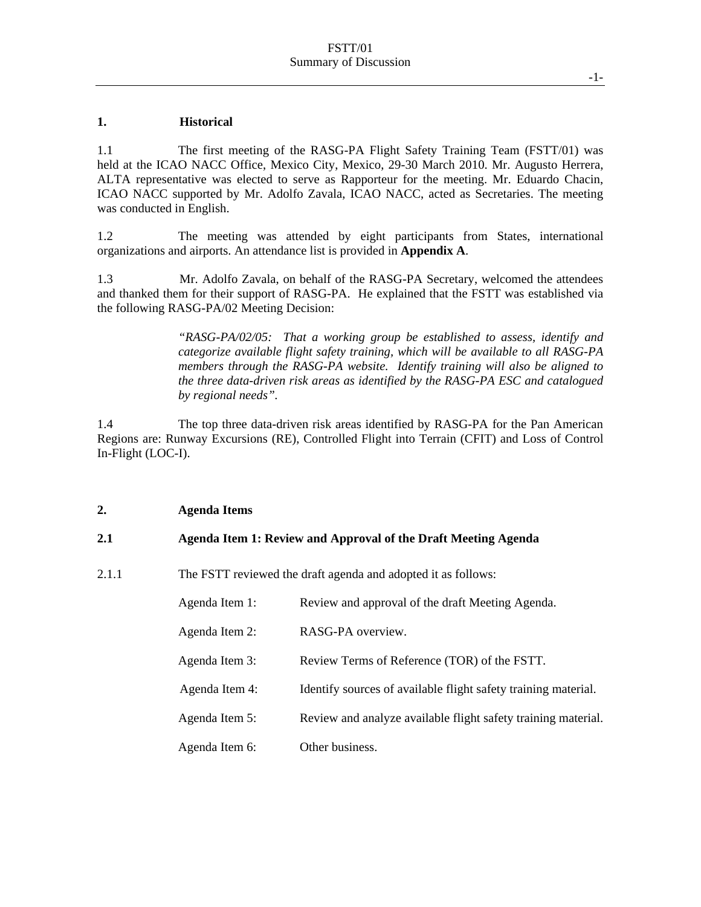## 1. Historical

1.1 The first meeting of the RASG-PA Flight Safety Training Team (FSTT/01) was held at the ICAO NACC Office, Mexico City, Mexico, 29-30 March 2010. Mr. Augusto Herrera, ALTA representative was elected to serve as Rapporteur for the meeting. Mr. Eduardo Chacin, ICAO NACC supported by Mr. Adolfo Zavala, ICAO NACC, acted as Secretaries. The meeting was conducted in English.

1.2 The meeting was attended by eight participants from States, international organizations and airports. An attendance list is provided in **Appendix A**.

1.3 Mr. Adolfo Zavala, on behalf of the RASG-PA Secretary, welcomed the attendees and thanked them for their support of RASG-PA. He explained that the FSTT was established via the following RASG-PA/02 Meeting Decision:

> *"RASG-PA/02/05: That a working group be established to assess, identify and categorize available flight safety training, which will be available to all RASG-PA members through the RASG-PA website. Identify training will also be aligned to the three data-driven risk areas as identified by the RASG-PA ESC and catalogued by regional needs".*

1.4 The top three data-driven risk areas identified by RASG-PA for the Pan American Regions are: Runway Excursions (RE), Controlled Flight into Terrain (CFIT) and Loss of Control In-Flight (LOC-I).

## 2. Agenda Items

### 2.1 Agenda Item 1: Review and Approval of the Draft Meeting Agenda

2.1.1 The FSTT reviewed the draft agenda and adopted it as follows:

| | |
|---|---|
| Agenda Item 1: | Review and approval of the draft Meeting Agenda. |
| Agenda Item 2: | RASG-PA overview. |
| Agenda Item 3: | Review Terms of Reference (TOR) of the FSTT. |
| Agenda Item 4: | Identify sources of available flight safety training material. |
| Agenda Item 5: | Review and analyze available flight safety training material. |
| Agenda Item 6: | Other business. |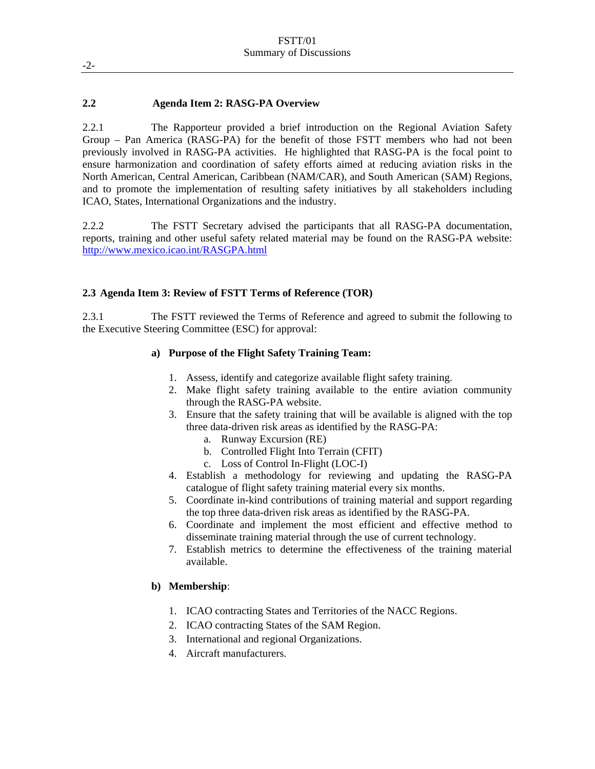## 2.2 Agenda Item 2: RASG-PA Overview

2.2.1 The Rapporteur provided a brief introduction on the Regional Aviation Safety Group – Pan America (RASG-PA) for the benefit of those FSTT members who had not been previously involved in RASG-PA activities. He highlighted that RASG-PA is the focal point to ensure harmonization and coordination of safety efforts aimed at reducing aviation risks in the North American, Central American, Caribbean (NAM/CAR), and South American (SAM) Regions, and to promote the implementation of resulting safety initiatives by all stakeholders including ICAO, States, International Organizations and the industry.

2.2.2 The FSTT Secretary advised the participants that all RASG-PA documentation, reports, training and other useful safety related material may be found on the RASG-PA website: http://www.mexico.icao.int/RASGPA.html

## 2.3 Agenda Item 3: Review of FSTT Terms of Reference (TOR)

2.3.1 The FSTT reviewed the Terms of Reference and agreed to submit the following to the Executive Steering Committee (ESC) for approval:

**a) Purpose of the Flight Safety Training Team:**

1. Assess, identify and categorize available flight safety training.
2. Make flight safety training available to the entire aviation community through the RASG-PA website.
3. Ensure that the safety training that will be available is aligned with the top three data-driven risk areas as identified by the RASG-PA:
   a. Runway Excursion (RE)
   b. Controlled Flight Into Terrain (CFIT)
   c. Loss of Control In-Flight (LOC-I)
4. Establish a methodology for reviewing and updating the RASG-PA catalogue of flight safety training material every six months.
5. Coordinate in-kind contributions of training material and support regarding the top three data-driven risk areas as identified by the RASG-PA.
6. Coordinate and implement the most efficient and effective method to disseminate training material through the use of current technology.
7. Establish metrics to determine the effectiveness of the training material available.

**b) Membership**:

1. ICAO contracting States and Territories of the NACC Regions.
2. ICAO contracting States of the SAM Region.
3. International and regional Organizations.
4. Aircraft manufacturers.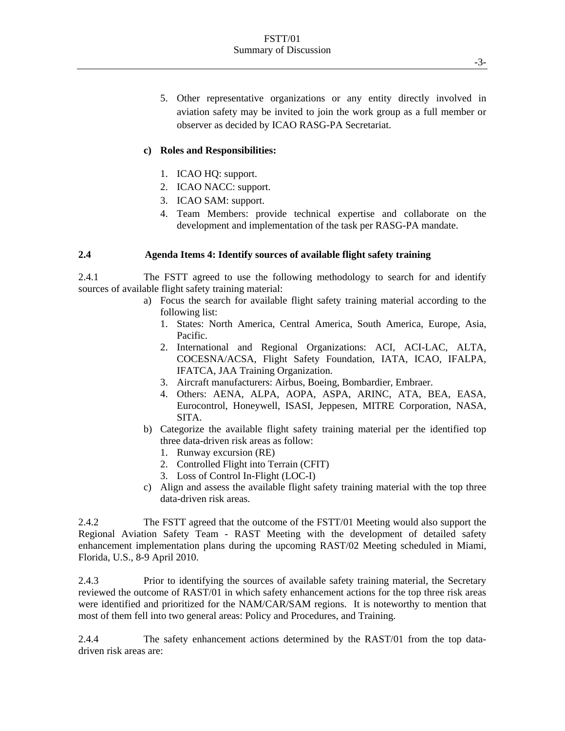5. Other representative organizations or any entity directly involved in aviation safety may be invited to join the work group as a full member or observer as decided by ICAO RASG-PA Secretariat.

**c) Roles and Responsibilities:**

1. ICAO HQ: support.
2. ICAO NACC: support.
3. ICAO SAM: support.
4. Team Members: provide technical expertise and collaborate on the development and implementation of the task per RASG-PA mandate.

**2.4 Agenda Items 4: Identify sources of available flight safety training**

2.4.1 The FSTT agreed to use the following methodology to search for and identify sources of available flight safety training material:

a) Focus the search for available flight safety training material according to the following list:
   1. States: North America, Central America, South America, Europe, Asia, Pacific.
   2. International and Regional Organizations: ACI, ACI-LAC, ALTA, COCESNA/ACSA, Flight Safety Foundation, IATA, ICAO, IFALPA, IFATCA, JAA Training Organization.
   3. Aircraft manufacturers: Airbus, Boeing, Bombardier, Embraer.
   4. Others: AENA, ALPA, AOPA, ASPA, ARINC, ATA, BEA, EASA, Eurocontrol, Honeywell, ISASI, Jeppesen, MITRE Corporation, NASA, SITA.
b) Categorize the available flight safety training material per the identified top three data-driven risk areas as follow:
   1. Runway excursion (RE)
   2. Controlled Flight into Terrain (CFIT)
   3. Loss of Control In-Flight (LOC-I)
c) Align and assess the available flight safety training material with the top three data-driven risk areas.

2.4.2 The FSTT agreed that the outcome of the FSTT/01 Meeting would also support the Regional Aviation Safety Team - RAST Meeting with the development of detailed safety enhancement implementation plans during the upcoming RAST/02 Meeting scheduled in Miami, Florida, U.S., 8-9 April 2010.

2.4.3 Prior to identifying the sources of available safety training material, the Secretary reviewed the outcome of RAST/01 in which safety enhancement actions for the top three risk areas were identified and prioritized for the NAM/CAR/SAM regions. It is noteworthy to mention that most of them fell into two general areas: Policy and Procedures, and Training.

2.4.4 The safety enhancement actions determined by the RAST/01 from the top data-driven risk areas are: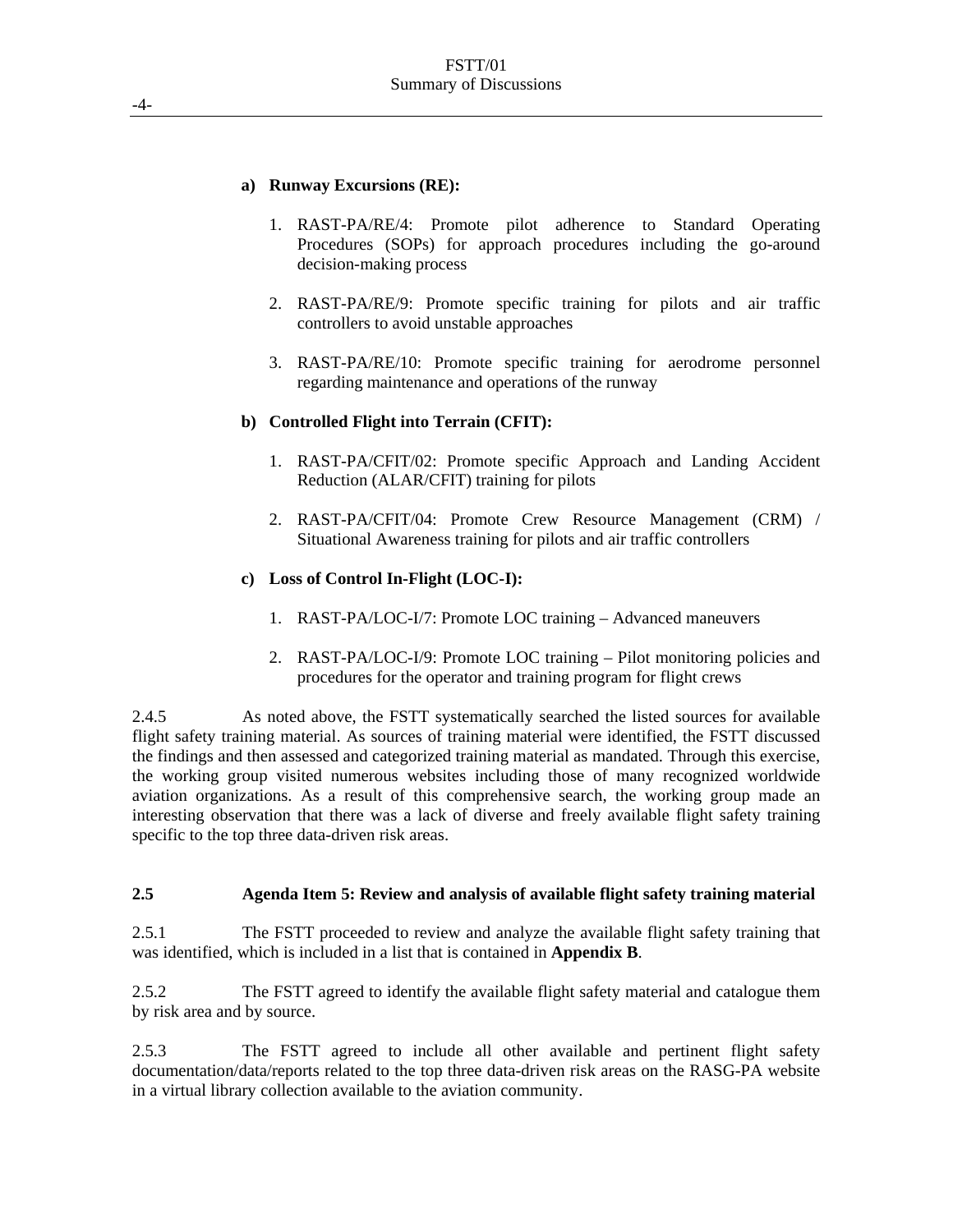**a) Runway Excursions (RE):**

1. RAST-PA/RE/4: Promote pilot adherence to Standard Operating Procedures (SOPs) for approach procedures including the go-around decision-making process

2. RAST-PA/RE/9: Promote specific training for pilots and air traffic controllers to avoid unstable approaches

3. RAST-PA/RE/10: Promote specific training for aerodrome personnel regarding maintenance and operations of the runway

**b) Controlled Flight into Terrain (CFIT):**

1. RAST-PA/CFIT/02: Promote specific Approach and Landing Accident Reduction (ALAR/CFIT) training for pilots

2. RAST-PA/CFIT/04: Promote Crew Resource Management (CRM) / Situational Awareness training for pilots and air traffic controllers

**c) Loss of Control In-Flight (LOC-I):**

1. RAST-PA/LOC-I/7: Promote LOC training – Advanced maneuvers

2. RAST-PA/LOC-I/9: Promote LOC training – Pilot monitoring policies and procedures for the operator and training program for flight crews

2.4.5 As noted above, the FSTT systematically searched the listed sources for available flight safety training material. As sources of training material were identified, the FSTT discussed the findings and then assessed and categorized training material as mandated. Through this exercise, the working group visited numerous websites including those of many recognized worldwide aviation organizations. As a result of this comprehensive search, the working group made an interesting observation that there was a lack of diverse and freely available flight safety training specific to the top three data-driven risk areas.

### 2.5 Agenda Item 5: Review and analysis of available flight safety training material

2.5.1 The FSTT proceeded to review and analyze the available flight safety training that was identified, which is included in a list that is contained in **Appendix B**.

2.5.2 The FSTT agreed to identify the available flight safety material and catalogue them by risk area and by source.

2.5.3 The FSTT agreed to include all other available and pertinent flight safety documentation/data/reports related to the top three data-driven risk areas on the RASG-PA website in a virtual library collection available to the aviation community.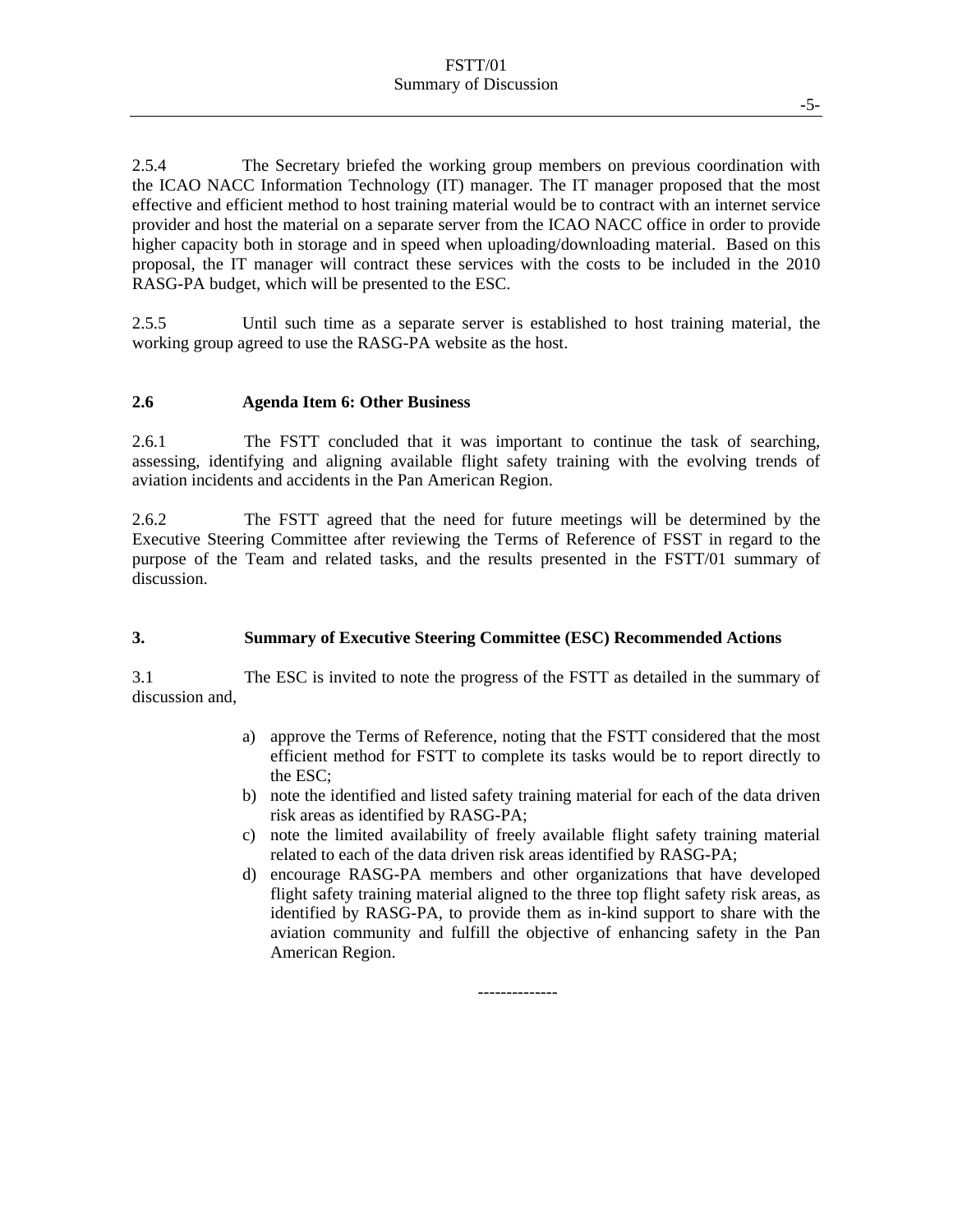2.5.4 The Secretary briefed the working group members on previous coordination with the ICAO NACC Information Technology (IT) manager. The IT manager proposed that the most effective and efficient method to host training material would be to contract with an internet service provider and host the material on a separate server from the ICAO NACC office in order to provide higher capacity both in storage and in speed when uploading/downloading material. Based on this proposal, the IT manager will contract these services with the costs to be included in the 2010 RASG-PA budget, which will be presented to the ESC.

2.5.5 Until such time as a separate server is established to host training material, the working group agreed to use the RASG-PA website as the host.

### 2.6 Agenda Item 6: Other Business

2.6.1 The FSTT concluded that it was important to continue the task of searching, assessing, identifying and aligning available flight safety training with the evolving trends of aviation incidents and accidents in the Pan American Region.

2.6.2 The FSTT agreed that the need for future meetings will be determined by the Executive Steering Committee after reviewing the Terms of Reference of FSST in regard to the purpose of the Team and related tasks, and the results presented in the FSTT/01 summary of discussion.

## 3. Summary of Executive Steering Committee (ESC) Recommended Actions

3.1 The ESC is invited to note the progress of the FSTT as detailed in the summary of discussion and,

a) approve the Terms of Reference, noting that the FSTT considered that the most efficient method for FSTT to complete its tasks would be to report directly to the ESC;
b) note the identified and listed safety training material for each of the data driven risk areas as identified by RASG-PA;
c) note the limited availability of freely available flight safety training material related to each of the data driven risk areas identified by RASG-PA;
d) encourage RASG-PA members and other organizations that have developed flight safety training material aligned to the three top flight safety risk areas, as identified by RASG-PA, to provide them as in-kind support to share with the aviation community and fulfill the objective of enhancing safety in the Pan American Region.

-------------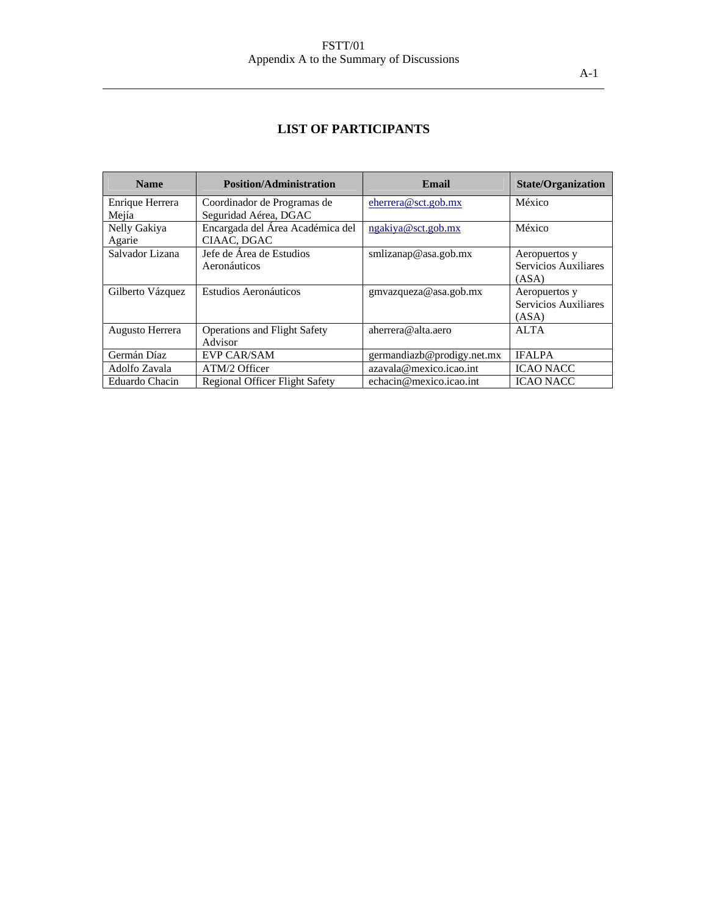# LIST OF PARTICIPANTS

| Name | Position/Administration | Email | State/Organization |
|---|---|---|---|
| Enrique Herrera Mejía | Coordinador de Programas de Seguridad Aérea, DGAC | eherrera@sct.gob.mx | México |
| Nelly Gakiya Agarie | Encargada del Área Académica del CIAAC, DGAC | ngakiya@sct.gob.mx | México |
| Salvador Lizana | Jefe de Área de Estudios Aeronáuticos | smlizanap@asa.gob.mx | Aeropuertos y Servicios Auxiliares (ASA) |
| Gilberto Vázquez | Estudios Aeronáuticos | gmvazqueza@asa.gob.mx | Aeropuertos y Servicios Auxiliares (ASA) |
| Augusto Herrera | Operations and Flight Safety Advisor | aherrera@alta.aero | ALTA |
| Germán Díaz | EVP CAR/SAM | germandiazb@prodigy.net.mx | IFALPA |
| Adolfo Zavala | ATM/2 Officer | azavala@mexico.icao.int | ICAO NACC |
| Eduardo Chacin | Regional Officer Flight Safety | echacin@mexico.icao.int | ICAO NACC |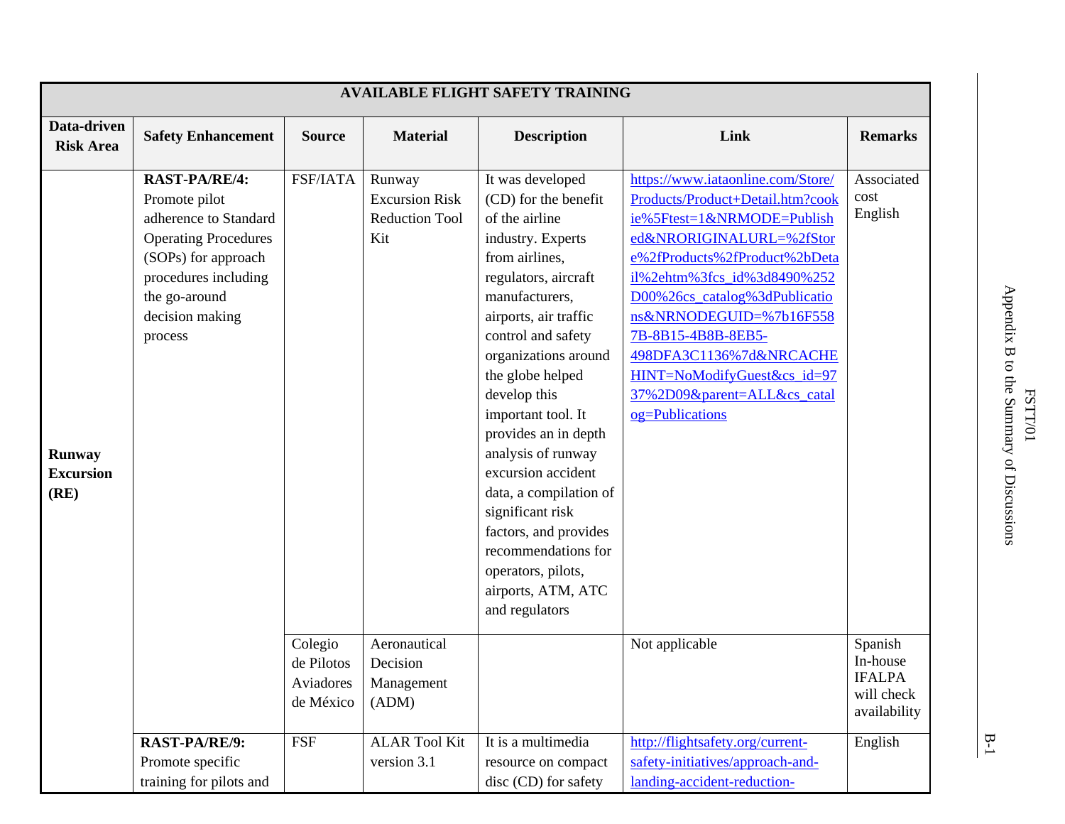| AVAILABLE FLIGHT SAFETY TRAINING | | | | | | |
|---|---|---|---|---|---|---|
| **Data-driven Risk Area** | **Safety Enhancement** | **Source** | **Material** | **Description** | **Link** | **Remarks** |
| **Runway Excursion (RE)** | **RAST-PA/RE/4:** Promote pilot adherence to Standard Operating Procedures (SOPs) for approach procedures including the go-around decision making process | FSF/IATA | Runway Excursion Risk Reduction Tool Kit | It was developed (CD) for the benefit of the airline industry. Experts from airlines, regulators, aircraft manufacturers, airports, air traffic control and safety organizations around the globe helped develop this important tool. It provides an in depth analysis of runway excursion accident data, a compilation of significant risk factors, and provides recommendations for operators, pilots, airports, ATM, ATC and regulators | https://www.iataonline.com/Store/Products/Product+Detail.htm?cookie%5Ftest=1&NRMODE=Published&NRORIGINALURL=%2fStore%2fProducts%2fProduct%2bDetail%2ehtm%3fcs_id%3d8490%252D00%26cs_catalog%3dPublications&NRNODEGUID=%7b16F5587B-8B15-4B8B-8EB5-498DFA3C1136%7d&NRCACHEHINT=NoModifyGuest&cs_id=9737%2D09&parent=ALL&cs_catalog=Publications | Associated cost English |
| | | Colegio de Pilotos Aviadores de México | Aeronautical Decision Management (ADM) | | Not applicable | Spanish In-house IFALPA will check availability |
| | **RAST-PA/RE/9:** Promote specific training for pilots and | FSF | ALAR Tool Kit version 3.1 | It is a multimedia resource on compact disc (CD) for safety | http://flightsafety.org/current-safety-initiatives/approach-and-landing-accident-reduction- | English |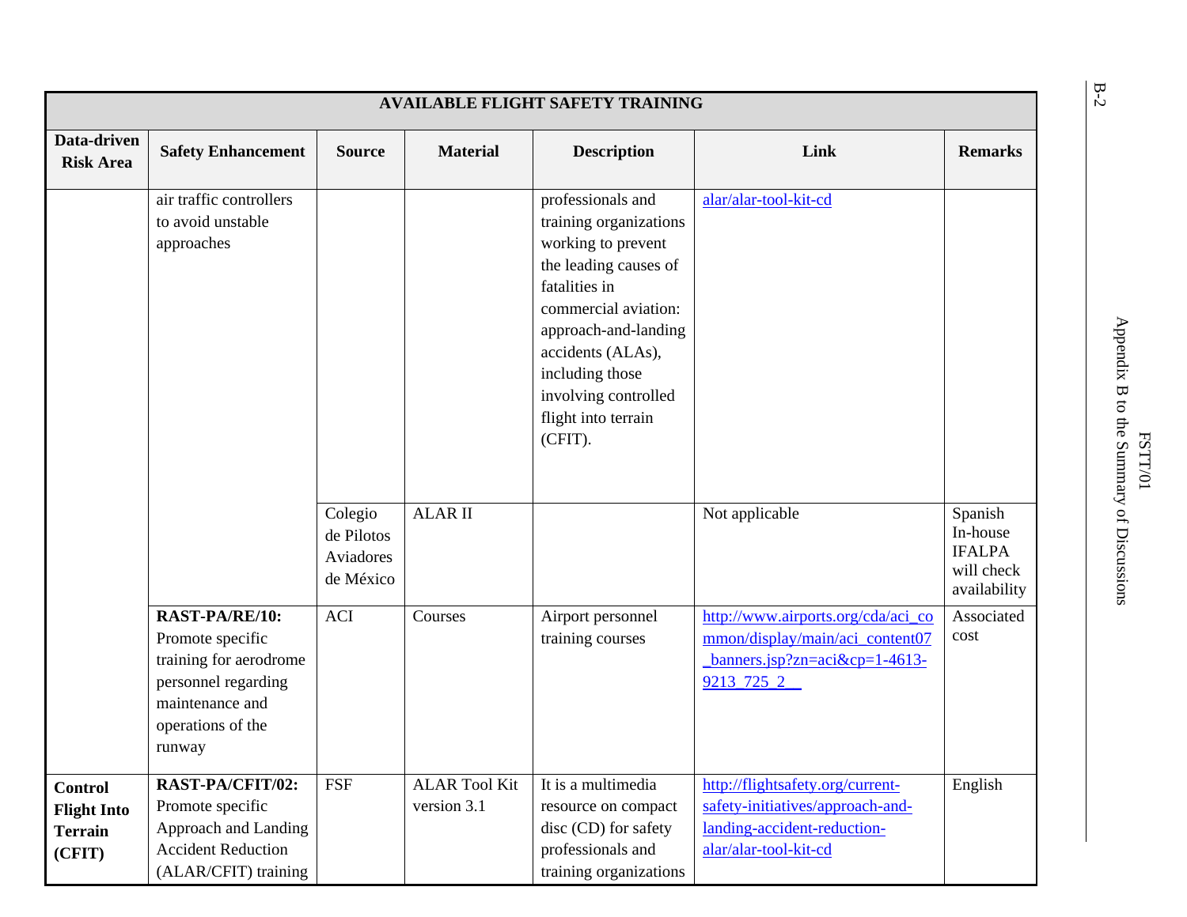| AVAILABLE FLIGHT SAFETY TRAINING | | | | | | |
|---|---|---|---|---|---|---|
| **Data-driven Risk Area** | **Safety Enhancement** | **Source** | **Material** | **Description** | **Link** | **Remarks** |
| | air traffic controllers to avoid unstable approaches | | | professionals and training organizations working to prevent the leading causes of fatalities in commercial aviation: approach-and-landing accidents (ALAs), including those involving controlled flight into terrain (CFIT). | alar/alar-tool-kit-cd | |
| | | Colegio de Pilotos Aviadores de México | ALAR II | | Not applicable | Spanish In-house IFALPA will check availability |
| | **RAST-PA/RE/10:** Promote specific training for aerodrome personnel regarding maintenance and operations of the runway | ACI | Courses | Airport personnel training courses | http://www.airports.org/cda/aci_common/display/main/aci_content07_banners.jsp?zn=aci&cp=1-4613-9213_725_2__ | Associated cost |
| **Control Flight Into Terrain (CFIT)** | **RAST-PA/CFIT/02:** Promote specific Approach and Landing Accident Reduction (ALAR/CFIT) training | FSF | ALAR Tool Kit version 3.1 | It is a multimedia resource on compact disc (CD) for safety professionals and training organizations | http://flightsafety.org/current-safety-initiatives/approach-and-landing-accident-reduction-alar/alar-tool-kit-cd | English |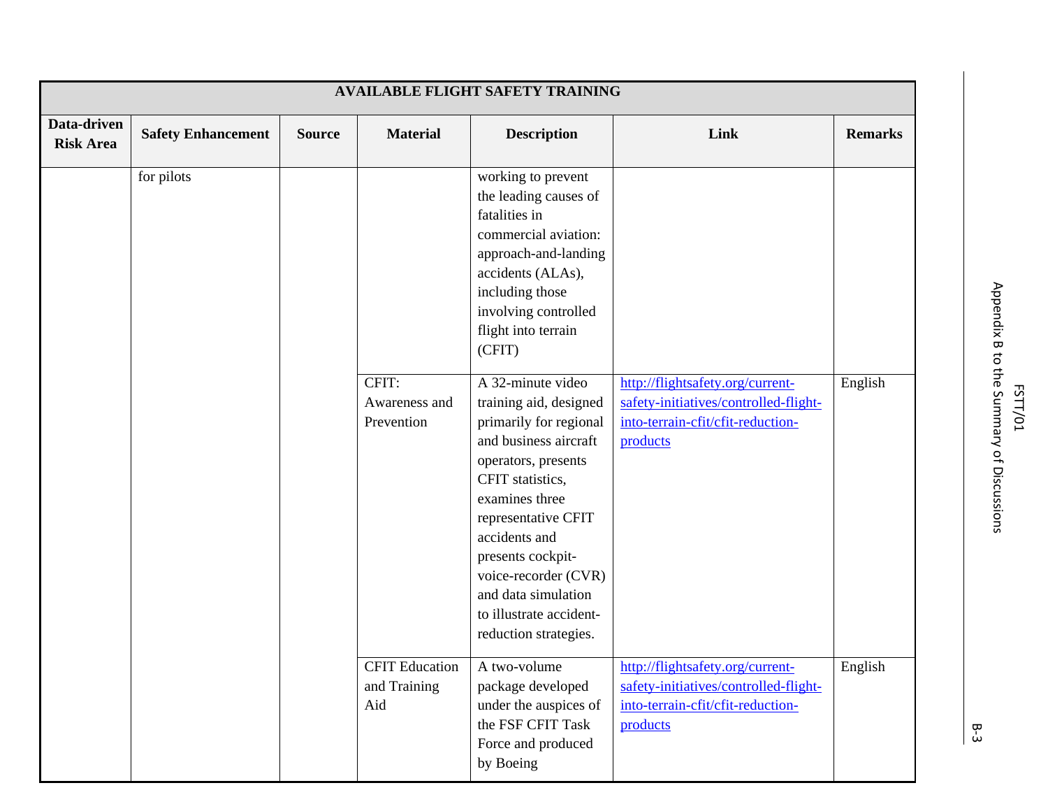| AVAILABLE FLIGHT SAFETY TRAINING | | | | | | |
|---|---|---|---|---|---|---|
| **Data-driven Risk Area** | **Safety Enhancement** | **Source** | **Material** | **Description** | **Link** | **Remarks** |
| | for pilots | | | working to prevent the leading causes of fatalities in commercial aviation: approach-and-landing accidents (ALAs), including those involving controlled flight into terrain (CFIT) | | |
| | | | CFIT: Awareness and Prevention | A 32-minute video training aid, designed primarily for regional and business aircraft operators, presents CFIT statistics, examines three representative CFIT accidents and presents cockpit-voice-recorder (CVR) and data simulation to illustrate accident-reduction strategies. | http://flightsafety.org/current-safety-initiatives/controlled-flight-into-terrain-cfit/cfit-reduction-products | English |
| | | | CFIT Education and Training Aid | A two-volume package developed under the auspices of the FSF CFIT Task Force and produced by Boeing | http://flightsafety.org/current-safety-initiatives/controlled-flight-into-terrain-cfit/cfit-reduction-products | English |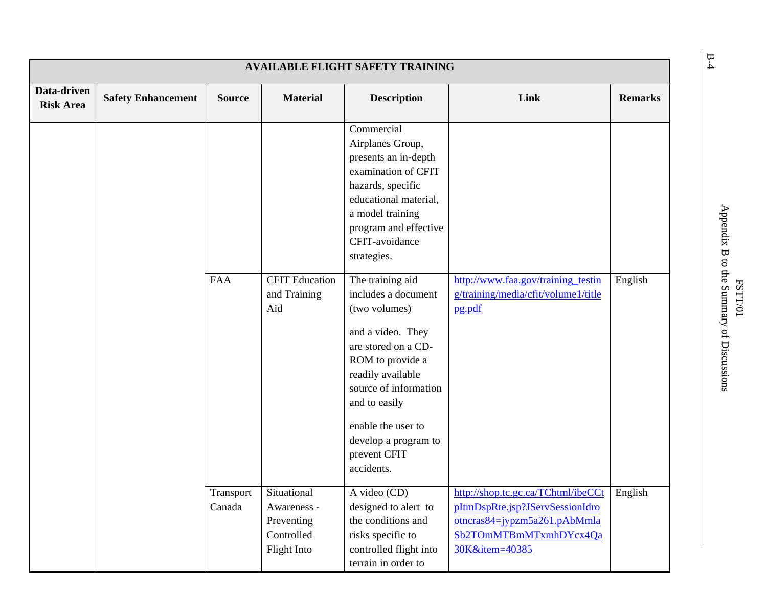| AVAILABLE FLIGHT SAFETY TRAINING | | | | | | |
|---|---|---|---|---|---|---|
| **Data-driven Risk Area** | **Safety Enhancement** | **Source** | **Material** | **Description** | **Link** | **Remarks** |
| | | | | Commercial Airplanes Group, presents an in-depth examination of CFIT hazards, specific educational material, a model training program and effective CFIT-avoidance strategies. | | |
| | | FAA | CFIT Education and Training Aid | The training aid includes a document (two volumes) and a video. They are stored on a CD-ROM to provide a readily available source of information and to easily enable the user to develop a program to prevent CFIT accidents. | http://www.faa.gov/training_testing/training/media/cfit/volume1/titlepg.pdf | English |
| | | Transport Canada | Situational Awareness - Preventing Controlled Flight Into | A video (CD) designed to alert to the conditions and risks specific to controlled flight into terrain in order to | http://shop.tc.gc.ca/TChtml/ibeCCtpItmDspRte.jsp?JServSessionIdrootncras84=jypzm5a261.pAbMmlaSb2TOmMTBmMTxmhDYcx4Qa30K&item=40385 | English |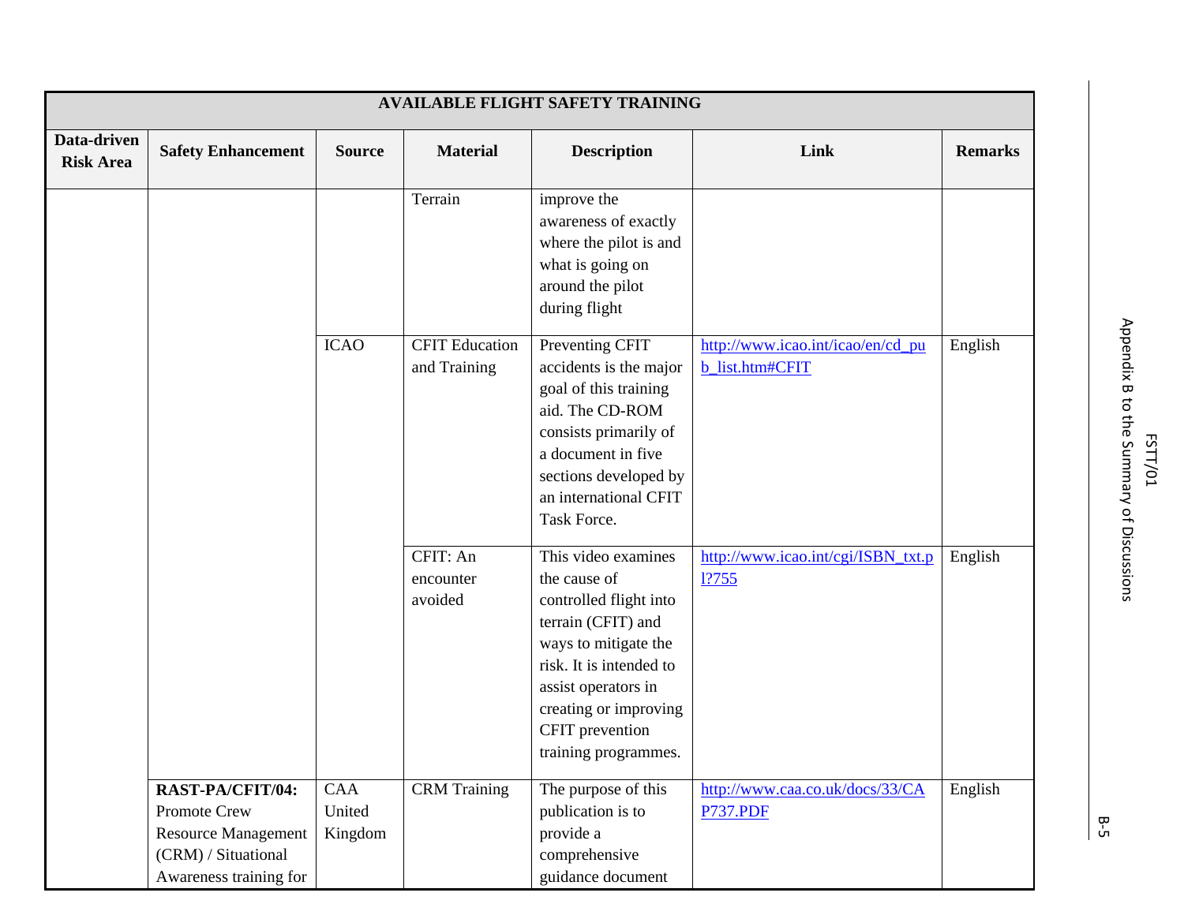| AVAILABLE FLIGHT SAFETY TRAINING | | | | | | |
|---|---|---|---|---|---|---|
| **Data-driven Risk Area** | **Safety Enhancement** | **Source** | **Material** | **Description** | **Link** | **Remarks** |
| | | | Terrain | improve the awareness of exactly where the pilot is and what is going on around the pilot during flight | | |
| | | ICAO | CFIT Education and Training | Preventing CFIT accidents is the major goal of this training aid. The CD-ROM consists primarily of a document in five sections developed by an international CFIT Task Force. | http://www.icao.int/icao/en/cd_pub_list.htm#CFIT | English |
| | | | CFIT: An encounter avoided | This video examines the cause of controlled flight into terrain (CFIT) and ways to mitigate the risk. It is intended to assist operators in creating or improving CFIT prevention training programmes. | http://www.icao.int/cgi/ISBN_txt.pl?755 | English |
| | **RAST-PA/CFIT/04:** Promote Crew Resource Management (CRM) / Situational Awareness training for | CAA United Kingdom | CRM Training | The purpose of this publication is to provide a comprehensive guidance document | http://www.caa.co.uk/docs/33/CAP737.PDF | English |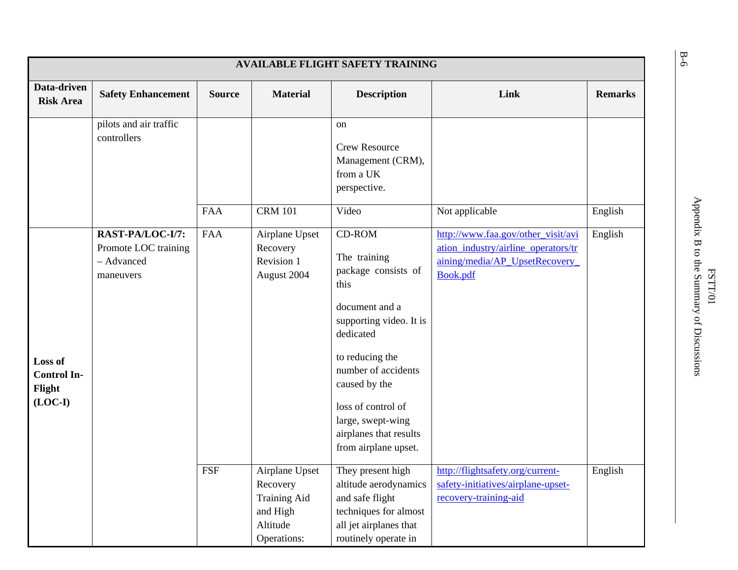| AVAILABLE FLIGHT SAFETY TRAINING | | | | | | |
|---|---|---|---|---|---|---|
| **Data-driven Risk Area** | **Safety Enhancement** | **Source** | **Material** | **Description** | **Link** | **Remarks** |
| | pilots and air traffic controllers | | | on Crew Resource Management (CRM), from a UK perspective. | | |
| | | FAA | CRM 101 | Video | Not applicable | English |
| **Loss of Control In-Flight (LOC-I)** | **RAST-PA/LOC-I/7:** Promote LOC training – Advanced maneuvers | FAA | Airplane Upset Recovery Revision 1 August 2004 | CD-ROM The training package consists of this document and a supporting video. It is dedicated to reducing the number of accidents caused by the loss of control of large, swept-wing airplanes that results from airplane upset. | http://www.faa.gov/other_visit/aviation_industry/airline_operators/training/media/AP_UpsetRecovery_Book.pdf | English |
| | | FSF | Airplane Upset Recovery Training Aid and High Altitude Operations: | They present high altitude aerodynamics and safe flight techniques for almost all jet airplanes that routinely operate in | http://flightsafety.org/current-safety-initiatives/airplane-upset-recovery-training-aid | English |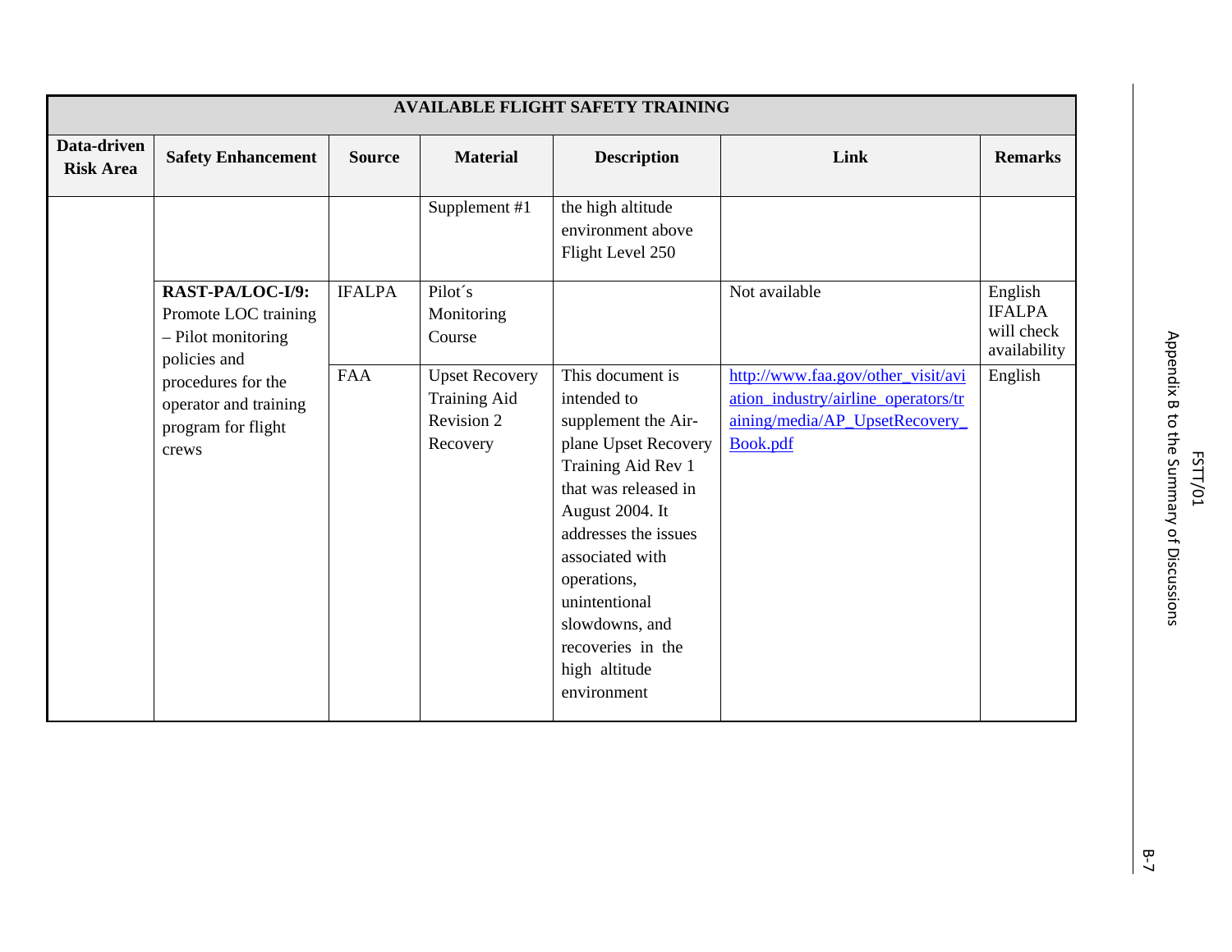| AVAILABLE FLIGHT SAFETY TRAINING | | | | | | |
|---|---|---|---|---|---|---|
| **Data-driven Risk Area** | **Safety Enhancement** | **Source** | **Material** | **Description** | **Link** | **Remarks** |
| | | | Supplement #1 | the high altitude environment above Flight Level 250 | | |
| | **RAST-PA/LOC-I/9:** Promote LOC training – Pilot monitoring policies and procedures for the operator and training program for flight crews | IFALPA | Pilot´s Monitoring Course | | Not available | English IFALPA will check availability |
| | | FAA | Upset Recovery Training Aid Revision 2 Recovery | This document is intended to supplement the Air-plane Upset Recovery Training Aid Rev 1 that was released in August 2004. It addresses the issues associated with operations, unintentional slowdowns, and recoveries in the high altitude environment | http://www.faa.gov/other_visit/aviation_industry/airline_operators/training/media/AP_UpsetRecovery_Book.pdf | English |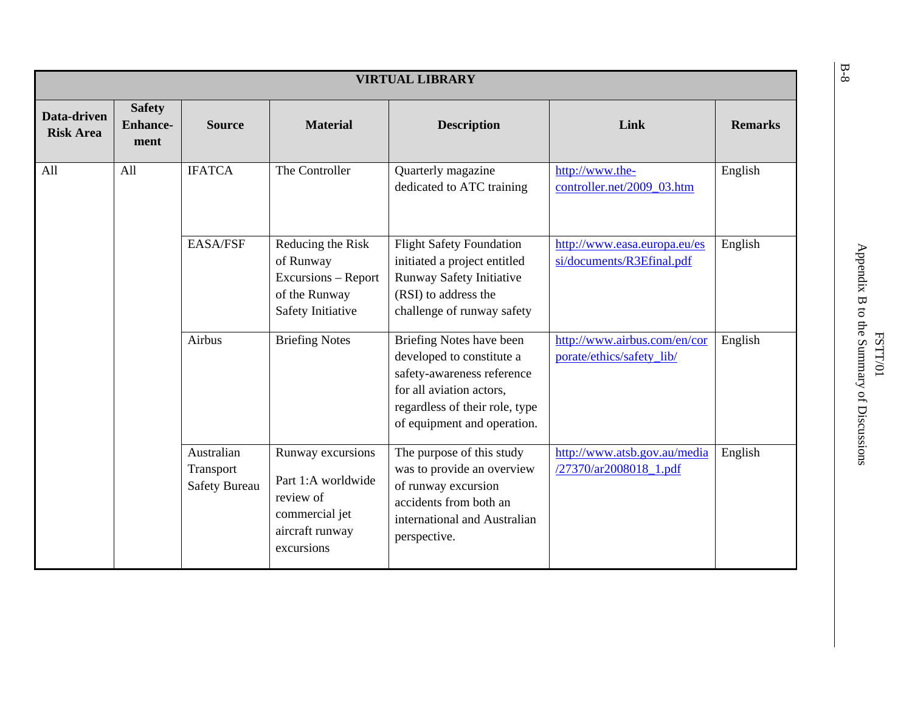| VIRTUAL LIBRARY | | | | | | |
|---|---|---|---|---|---|---|
| **Data-driven Risk Area** | **Safety Enhance-ment** | **Source** | **Material** | **Description** | **Link** | **Remarks** |
| All | All | IFATCA | The Controller | Quarterly magazine dedicated to ATC training | http://www.the-controller.net/2009_03.htm | English |
| | | EASA/FSF | Reducing the Risk of Runway Excursions – Report of the Runway Safety Initiative | Flight Safety Foundation initiated a project entitled Runway Safety Initiative (RSI) to address the challenge of runway safety | http://www.easa.europa.eu/essi/documents/R3Efinal.pdf | English |
| | | Airbus | Briefing Notes | Briefing Notes have been developed to constitute a safety-awareness reference for all aviation actors, regardless of their role, type of equipment and operation. | http://www.airbus.com/en/corporate/ethics/safety_lib/ | English |
| | | Australian Transport Safety Bureau | Runway excursions Part 1:A worldwide review of commercial jet aircraft runway excursions | The purpose of this study was to provide an overview of runway excursion accidents from both an international and Australian perspective. | http://www.atsb.gov.au/media/27370/ar2008018_1.pdf | English |